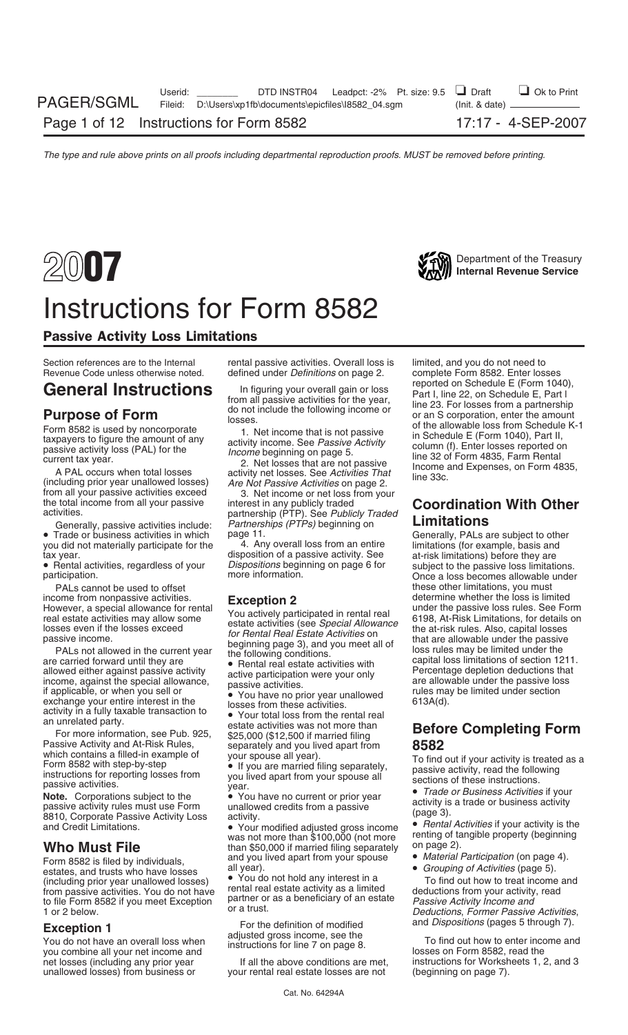# 2007 Instructions for Form 8582

Department of the Treasury
**Internal Revenue Service**

## Passive Activity Loss Limitations

Section references are to the Internal Revenue Code unless otherwise noted.

# General Instructions

## Purpose of Form

Form 8582 is used by noncorporate taxpayers to figure the amount of any passive activity loss (PAL) for the current tax year.

A PAL occurs when total losses (including prior year unallowed losses) from all your passive activities exceed the total income from all your passive activities.

Generally, passive activities include:

- Trade or business activities in which you did not materially participate for the tax year.
- Rental activities, regardless of your participation.

PALs cannot be used to offset income from nonpassive activities. However, a special allowance for rental real estate activities may allow some losses even if the losses exceed passive income.

PALs not allowed in the current year are carried forward until they are allowed either against passive activity income, against the special allowance, if applicable, or when you sell or exchange your entire interest in the activity in a fully taxable transaction to an unrelated party.

For more information, see Pub. 925, Passive Activity and At-Risk Rules, which contains a filled-in example of Form 8582 with step-by-step instructions for reporting losses from passive activities.

**Note.** Corporations subject to the passive activity rules must use Form 8810, Corporate Passive Activity Loss and Credit Limitations.

## Who Must File

Form 8582 is filed by individuals, estates, and trusts who have losses (including prior year unallowed losses) from passive activities. You do not have to file Form 8582 if you meet Exception 1 or 2 below.

### Exception 1

You do not have an overall loss when you combine all your net income and net losses (including any prior year unallowed losses) from business or rental passive activities. Overall loss is defined under *Definitions* on page 2.

In figuring your overall gain or loss from all passive activities for the year, do not include the following income or losses.

1. Net income that is not passive activity income. See *Passive Activity Income* beginning on page 5.

2. Net losses that are not passive activity net losses. See *Activities That Are Not Passive Activities* on page 2.

3. Net income or net loss from your interest in any publicly traded partnership (PTP). See *Publicly Traded Partnerships (PTPs)* beginning on page 11.

4. Any overall loss from an entire disposition of a passive activity. See *Dispositions* beginning on page 6 for more information.

### Exception 2

You actively participated in rental real estate activities (see *Special Allowance for Rental Real Estate Activities* on beginning page 3), and you meet all of the following conditions.

- Rental real estate activities with active participation were your only passive activities.
- You have no prior year unallowed losses from these activities.
- Your total loss from the rental real estate activities was not more than $25,000 ($12,500 if married filing separately and you lived apart from your spouse all year).
- If you are married filing separately, you lived apart from your spouse all year.
- You have no current or prior year unallowed credits from a passive activity.
- Your modified adjusted gross income was not more than $100,000 (not more than $50,000 if married filing separately and you lived apart from your spouse all year).
- You do not hold any interest in a rental real estate activity as a limited partner or as a beneficiary of an estate or a trust.

For the definition of modified adjusted gross income, see the instructions for line 7 on page 8.

If all the above conditions are met, your rental real estate losses are not limited, and you do not need to complete Form 8582. Enter losses reported on Schedule E (Form 1040), Part I, line 22, on Schedule E, Part I line 23. For losses from a partnership or an S corporation, enter the amount of the allowable loss from Schedule K-1 in Schedule E (Form 1040), Part II, column (f). Enter losses reported on line 32 of Form 4835, Farm Rental Income and Expenses, on Form 4835, line 33c.

## Coordination With Other Limitations

Generally, PALs are subject to other limitations (for example, basis and at-risk limitations) before they are subject to the passive loss limitations. Once a loss becomes allowable under these other limitations, you must determine whether the loss is limited under the passive loss rules. See Form 6198, At-Risk Limitations, for details on the at-risk rules. Also, capital losses that are allowable under the passive loss rules may be limited under the capital loss limitations of section 1211. Percentage depletion deductions that are allowable under the passive loss rules may be limited under section 613A(d).

## Before Completing Form 8582

To find out if your activity is treated as a passive activity, read the following sections of these instructions.

- *Trade or Business Activities* if your activity is a trade or business activity (page 3).
- *Rental Activities* if your activity is the renting of tangible property (beginning on page 2).
- *Material Participation* (on page 4).
- *Grouping of Activities* (page 5).

To find out how to treat income and deductions from your activity, read *Passive Activity Income and Deductions*, *Former Passive Activities*, and *Dispositions* (pages 5 through 7).

To find out how to enter income and losses on Form 8582, read the instructions for Worksheets 1, 2, and 3 (beginning on page 7).

Cat. No. 64294A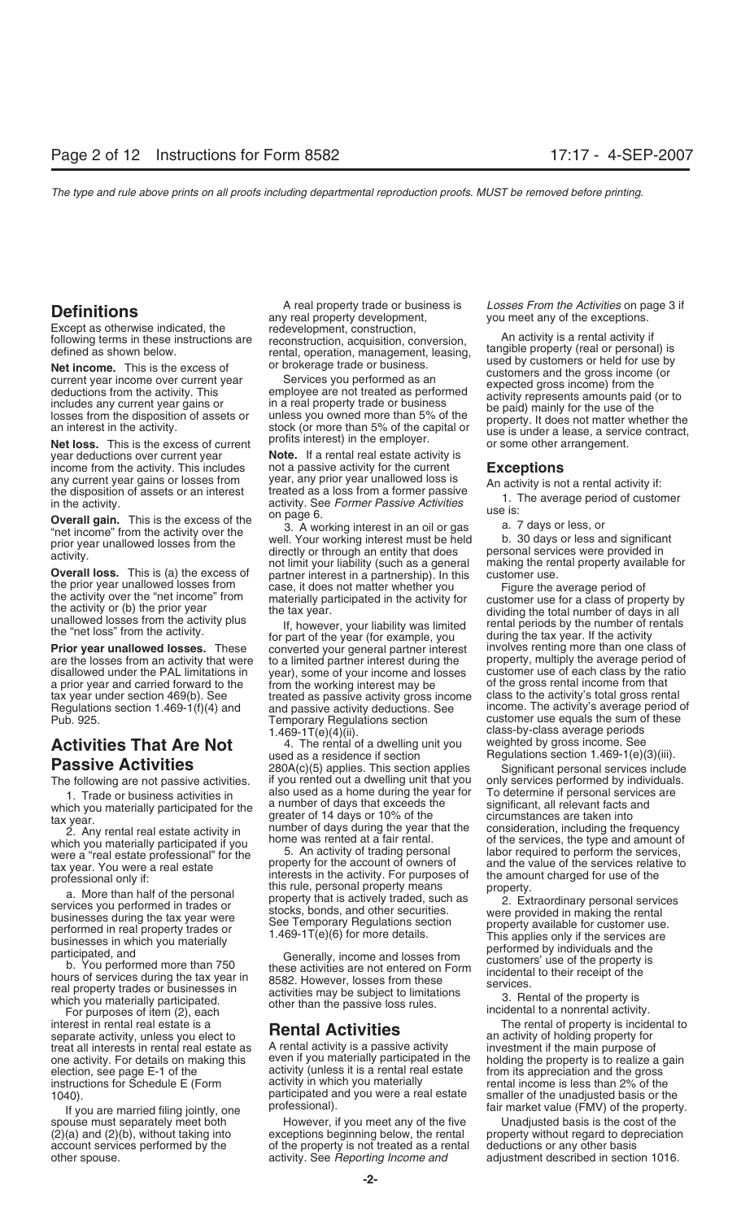## Definitions

Except as otherwise indicated, the following terms in these instructions are defined as shown below.

**Net income.** This is the excess of current year income over current year deductions from the activity. This includes any current year gains or losses from the disposition of assets or an interest in the activity.

**Net loss.** This is the excess of current year deductions over current year income from the activity. This includes any current year gains or losses from the disposition of assets or an interest in the activity.

**Overall gain.** This is the excess of the "net income" from the activity over the prior year unallowed losses from the activity.

**Overall loss.** This is (a) the excess of the prior year unallowed losses from the activity over the "net income" from the activity or (b) the prior year unallowed losses from the activity plus the "net loss" from the activity.

**Prior year unallowed losses.** These are the losses from an activity that were disallowed under the PAL limitations in a prior year and carried forward to the tax year under section 469(b). See Regulations section 1.469-1(f)(4) and Pub. 925.

## Activities That Are Not Passive Activities

The following are not passive activities.

1. Trade or business activities in which you materially participated for the tax year.

2. Any rental real estate activity in which you materially participated if you were a "real estate professional" for the tax year. You were a real estate professional only if:

a. More than half of the personal services you performed in trades or businesses during the tax year were performed in real property trades or businesses in which you materially participated, and

b. You performed more than 750 hours of services during the tax year in real property trades or businesses in which you materially participated.

For purposes of item (2), each interest in rental real estate is a separate activity, unless you elect to treat all interests in rental real estate as one activity. For details on making this election, see page E-1 of the instructions for Schedule E (Form 1040).

If you are married filing jointly, one spouse must separately meet both (2)(a) and (2)(b), without taking into account services performed by the other spouse.

A real property trade or business is any real property development, redevelopment, construction, reconstruction, acquisition, conversion, rental, operation, management, leasing, or brokerage trade or business.

Services you performed as an employee are not treated as performed in a real property trade or business unless you owned more than 5% of the stock (or more than 5% of the capital or profits interest) in the employer.

**Note.** If a rental real estate activity is not a passive activity for the current year, any prior year unallowed loss is treated as a loss from a former passive activity. See *Former Passive Activities* on page 6.

3. A working interest in an oil or gas well. Your working interest must be held directly or through an entity that does not limit your liability (such as a general partner interest in a partnership). In this case, it does not matter whether you materially participated in the activity for the tax year.

If, however, your liability was limited for part of the year (for example, you converted your general partner interest to a limited partner interest during the year), some of your income and losses from the working interest may be treated as passive activity gross income and passive activity deductions. See Temporary Regulations section 1.469-1T(e)(4)(ii).

4. The rental of a dwelling unit you used as a residence if section 280A(c)(5) applies. This section applies if you rented out a dwelling unit that you also used as a home during the year for a number of days that exceeds the greater of 14 days or 10% of the number of days during the year that the home was rented at a fair rental.

5. An activity of trading personal property for the account of owners of interests in the activity. For purposes of this rule, personal property means property that is actively traded, such as stocks, bonds, and other securities. See Temporary Regulations section 1.469-1T(e)(6) for more details.

Generally, income and losses from these activities are not entered on Form 8582. However, losses from these activities may be subject to limitations other than the passive loss rules.

## Rental Activities

A rental activity is a passive activity even if you materially participated in the activity (unless it is a rental real estate activity in which you materially participated and you were a real estate professional).

However, if you meet any of the five exceptions beginning below, the rental of the property is not treated as a rental activity. See *Reporting Income and Losses From the Activities* on page 3 if you meet any of the exceptions.

An activity is a rental activity if tangible property (real or personal) is used by customers or held for use by customers and the gross income (or expected gross income) from the activity represents amounts paid (or to be paid) mainly for the use of the property. It does not matter whether the use is under a lease, a service contract, or some other arrangement.

### Exceptions

An activity is not a rental activity if:

1. The average period of customer use is:

a. 7 days or less, or

b. 30 days or less and significant personal services were provided in making the rental property available for customer use.

Figure the average period of customer use for a class of property by dividing the total number of days in all rental periods by the number of rentals during the tax year. If the activity involves renting more than one class of property, multiply the average period of customer use of each class by the ratio of the gross rental income from that class to the activity's total gross rental income. The activity's average period of customer use equals the sum of these class-by-class average periods weighted by gross income. See Regulations section 1.469-1(e)(3)(iii).

Significant personal services include only services performed by individuals. To determine if personal services are significant, all relevant facts and circumstances are taken into consideration, including the frequency of the services, the type and amount of labor required to perform the services, and the value of the services relative to the amount charged for use of the property.

2. Extraordinary personal services were provided in making the rental property available for customer use. This applies only if the services are performed by individuals and the customers' use of the property is incidental to their receipt of the services.

3. Rental of the property is incidental to a nonrental activity.

The rental of property is incidental to an activity of holding property for investment if the main purpose of holding the property is to realize a gain from its appreciation and the gross rental income is less than 2% of the smaller of the unadjusted basis or the fair market value (FMV) of the property.

Unadjusted basis is the cost of the property without regard to depreciation deductions or any other basis adjustment described in section 1016.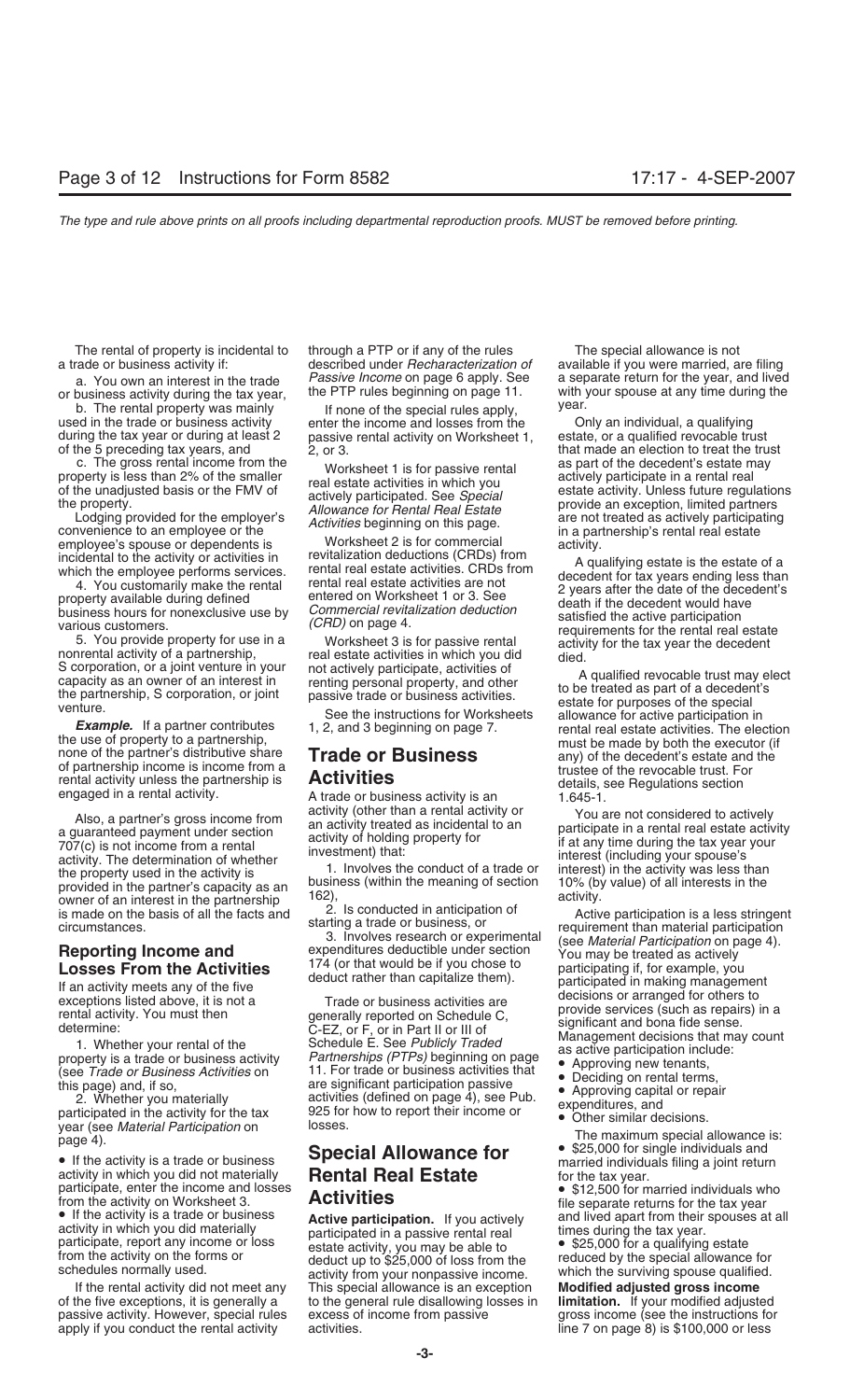The rental of property is incidental to a trade or business activity if:

a. You own an interest in the trade or business activity during the tax year,

b. The rental property was mainly used in the trade or business activity during the tax year or during at least 2 of the 5 preceding tax years, and

c. The gross rental income from the property is less than 2% of the smaller of the unadjusted basis or the FMV of the property.

Lodging provided for the employer's convenience to an employee or the employee's spouse or dependents is incidental to the activity or activities in which the employee performs services.

4. You customarily make the rental property available during defined business hours for nonexclusive use by various customers.

5. You provide property for use in a nonrental activity of a partnership, S corporation, or a joint venture in your capacity as an owner of an interest in the partnership, S corporation, or joint venture.

***Example.*** If a partner contributes the use of property to a partnership, none of the partner's distributive share of partnership income is income from a rental activity unless the partnership is engaged in a rental activity.

Also, a partner's gross income from a guaranteed payment under section 707(c) is not income from a rental activity. The determination of whether the property used in the activity is provided in the partner's capacity as an owner of an interest in the partnership is made on the basis of all the facts and circumstances.

## Reporting Income and Losses From the Activities

If an activity meets any of the five exceptions listed above, it is not a rental activity. You must then determine:

1. Whether your rental of the property is a trade or business activity (see *Trade or Business Activities* on this page) and, if so,

2. Whether you materially participated in the activity for the tax year (see *Material Participation* on page 4).

- If the activity is a trade or business activity in which you did not materially participate, enter the income and losses from the activity on Worksheet 3.
- If the activity is a trade or business activity in which you did materially participate, report any income or loss from the activity on the forms or schedules normally used.

If the rental activity did not meet any of the five exceptions, it is generally a passive activity. However, special rules apply if you conduct the rental activity through a PTP or if any of the rules described under *Recharacterization of Passive Income* on page 6 apply. See the PTP rules beginning on page 11.

If none of the special rules apply, enter the income and losses from the passive rental activity on Worksheet 1, 2, or 3.

Worksheet 1 is for passive rental real estate activities in which you actively participated. See *Special Allowance for Rental Real Estate Activities* beginning on this page.

Worksheet 2 is for commercial revitalization deductions (CRDs) from rental real estate activities. CRDs from rental real estate activities are not entered on Worksheet 1 or 3. See *Commercial revitalization deduction (CRD)* on page 4.

Worksheet 3 is for passive rental real estate activities in which you did not actively participate, activities of renting personal property, and other passive trade or business activities.

See the instructions for Worksheets 1, 2, and 3 beginning on page 7.

## Trade or Business Activities

A trade or business activity is an activity (other than a rental activity or an activity treated as incidental to an activity of holding property for investment) that:

1. Involves the conduct of a trade or business (within the meaning of section 162),

2. Is conducted in anticipation of starting a trade or business, or

3. Involves research or experimental expenditures deductible under section 174 (or that would be if you chose to deduct rather than capitalize them).

Trade or business activities are generally reported on Schedule C, C-EZ, or F, or in Part II or III of Schedule E. See *Publicly Traded Partnerships (PTPs)* beginning on page 11. For trade or business activities that are significant participation passive activities (defined on page 4), see Pub. 925 for how to report their income or losses.

## Special Allowance for Rental Real Estate Activities

**Active participation.** If you actively participated in a passive rental real estate activity, you may be able to deduct up to $25,000 of loss from the activity from your nonpassive income. This special allowance is an exception to the general rule disallowing losses in excess of income from passive activities.

The special allowance is not available if you were married, are filing a separate return for the year, and lived with your spouse at any time during the year.

Only an individual, a qualifying estate, or a qualified revocable trust that made an election to treat the trust as part of the decedent's estate may actively participate in a rental real estate activity. Unless future regulations provide an exception, limited partners are not treated as actively participating in a partnership's rental real estate activity.

A qualifying estate is the estate of a decedent for tax years ending less than 2 years after the date of the decedent's death if the decedent would have satisfied the active participation requirements for the rental real estate activity for the tax year the decedent died.

A qualified revocable trust may elect to be treated as part of a decedent's estate for purposes of the special allowance for active participation in rental real estate activities. The election must be made by both the executor (if any) of the decedent's estate and the trustee of the revocable trust. For details, see Regulations section 1.645-1.

You are not considered to actively participate in a rental real estate activity if at any time during the tax year your interest (including your spouse's interest) in the activity was less than 10% (by value) of all interests in the activity.

Active participation is a less stringent requirement than material participation (see *Material Participation* on page 4). You may be treated as actively participating if, for example, you participated in making management decisions or arranged for others to provide services (such as repairs) in a significant and bona fide sense. Management decisions that may count as active participation include:

- Approving new tenants,
- Deciding on rental terms,
- Approving capital or repair expenditures, and
- Other similar decisions.

The maximum special allowance is:

- $25,000 for single individuals and married individuals filing a joint return for the tax year.
- $12,500 for married individuals who file separate returns for the tax year and lived apart from their spouses at all times during the tax year.
- $25,000 for a qualifying estate reduced by the special allowance for which the surviving spouse qualified.

**Modified adjusted gross income limitation.** If your modified adjusted gross income (see the instructions for line 7 on page 8) is $100,000 or less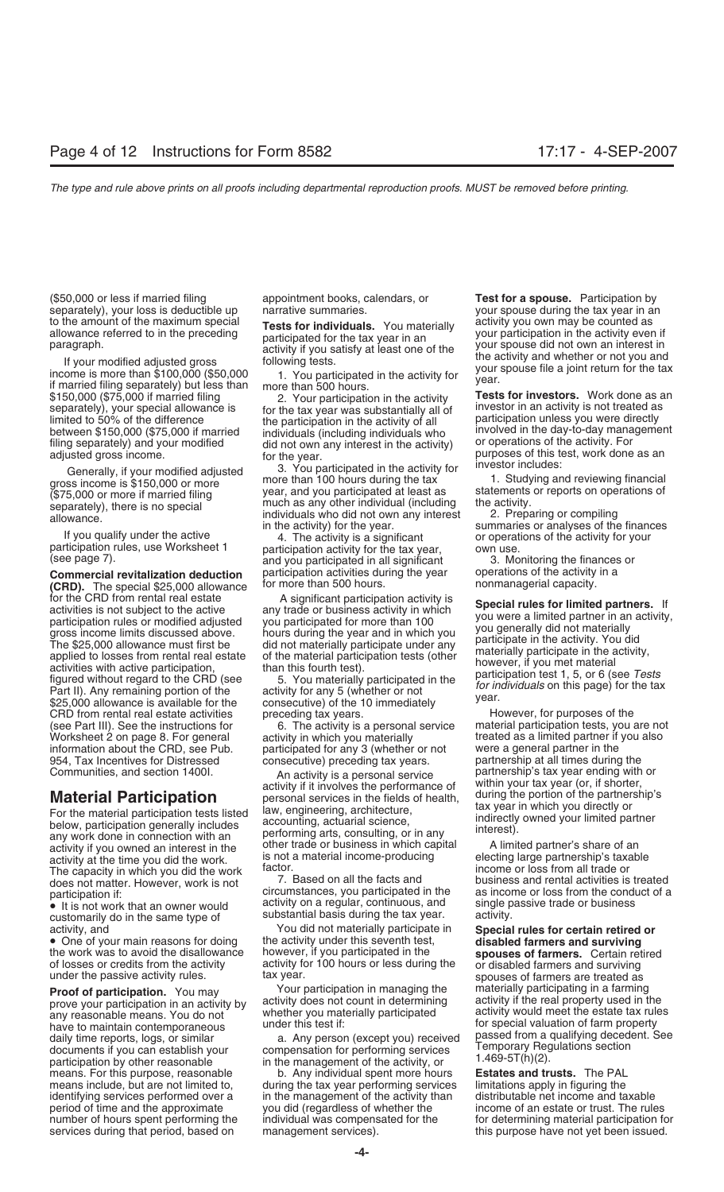($50,000 or less if married filing separately), your loss is deductible up to the amount of the maximum special allowance referred to in the preceding paragraph.

If your modified adjusted gross income is more than $100,000 ($50,000 if married filing separately) but less than $150,000 ($75,000 if married filing separately), your special allowance is limited to 50% of the difference between $150,000 ($75,000 if married filing separately) and your modified adjusted gross income.

Generally, if your modified adjusted gross income is $150,000 or more ($75,000 or more if married filing separately), there is no special allowance.

If you qualify under the active participation rules, use Worksheet 1 (see page 7).

**Commercial revitalization deduction (CRD).** The special $25,000 allowance for the CRD from rental real estate activities is not subject to the active participation rules or modified adjusted gross income limits discussed above. The $25,000 allowance must first be applied to losses from rental real estate activities with active participation, figured without regard to the CRD (see Part II). Any remaining portion of the $25,000 allowance is available for the CRD from rental real estate activities (see Part III). See the instructions for Worksheet 2 on page 8. For general information about the CRD, see Pub. 954, Tax Incentives for Distressed Communities, and section 1400I.

## Material Participation

For the material participation tests listed below, participation generally includes any work done in connection with an activity if you owned an interest in the activity at the time you did the work. The capacity in which you did the work does not matter. However, work is not participation if:

- It is not work that an owner would customarily do in the same type of activity, and
- One of your main reasons for doing the work was to avoid the disallowance of losses or credits from the activity under the passive activity rules.

**Proof of participation.** You may prove your participation in an activity by any reasonable means. You do not have to maintain contemporaneous daily time reports, logs, or similar documents if you can establish your participation by other reasonable means. For this purpose, reasonable means include, but are not limited to, identifying services performed over a period of time and the approximate number of hours spent performing the services during that period, based on appointment books, calendars, or narrative summaries.

**Tests for individuals.** You materially participated for the tax year in an activity if you satisfy at least one of the following tests.

1. You participated in the activity for more than 500 hours.

2. Your participation in the activity for the tax year was substantially all of the participation in the activity of all individuals (including individuals who did not own any interest in the activity) for the year.

3. You participated in the activity for more than 100 hours during the tax year, and you participated at least as much as any other individual (including individuals who did not own any interest in the activity) for the year.

4. The activity is a significant participation activity for the tax year, and you participated in all significant participation activities during the year for more than 500 hours.

A significant participation activity is any trade or business activity in which you participated for more than 100 hours during the year and in which you did not materially participate under any of the material participation tests (other than this fourth test).

5. You materially participated in the activity for any 5 (whether or not consecutive) of the 10 immediately preceding tax years.

6. The activity is a personal service activity in which you materially participated for any 3 (whether or not consecutive) preceding tax years.

An activity is a personal service activity if it involves the performance of personal services in the fields of health, law, engineering, architecture, accounting, actuarial science, performing arts, consulting, or in any other trade or business in which capital is not a material income-producing factor.

7. Based on all the facts and circumstances, you participated in the activity on a regular, continuous, and substantial basis during the tax year.

You did not materially participate in the activity under this seventh test, however, if you participated in the activity for 100 hours or less during the tax year.

Your participation in managing the activity does not count in determining whether you materially participated under this test if:

a. Any person (except you) received compensation for performing services in the management of the activity, or

b. Any individual spent more hours during the tax year performing services in the management of the activity than you did (regardless of whether the individual was compensated for the management services).

**Test for a spouse.** Participation by your spouse during the tax year in an activity you own may be counted as your participation in the activity even if your spouse did not own an interest in the activity and whether or not you and your spouse file a joint return for the tax year.

**Tests for investors.** Work done as an investor in an activity is not treated as participation unless you were directly involved in the day-to-day management or operations of the activity. For purposes of this test, work done as an investor includes:

1. Studying and reviewing financial statements or reports on operations of the activity.

2. Preparing or compiling summaries or analyses of the finances or operations of the activity for your own use.

3. Monitoring the finances or operations of the activity in a nonmanagerial capacity.

**Special rules for limited partners.** If you were a limited partner in an activity, you generally did not materially participate in the activity. You did materially participate in the activity, however, if you met material participation test 1, 5, or 6 (see *Tests for individuals* on this page) for the tax year.

However, for purposes of the material participation tests, you are not treated as a limited partner if you also were a general partner in the partnership at all times during the partnership's tax year ending with or within your tax year (or, if shorter, during the portion of the partnership's tax year in which you directly or indirectly owned your limited partner interest).

A limited partner's share of an electing large partnership's taxable income or loss from all trade or business and rental activities is treated as income or loss from the conduct of a single passive trade or business activity.

**Special rules for certain retired or disabled farmers and surviving spouses of farmers.** Certain retired or disabled farmers and surviving spouses of farmers are treated as materially participating in a farming activity if the real property used in the activity would meet the estate tax rules for special valuation of farm property passed from a qualifying decedent. See Temporary Regulations section 1.469-5T(h)(2).

**Estates and trusts.** The PAL limitations apply in figuring the distributable net income and taxable income of an estate or trust. The rules for determining material participation for this purpose have not yet been issued.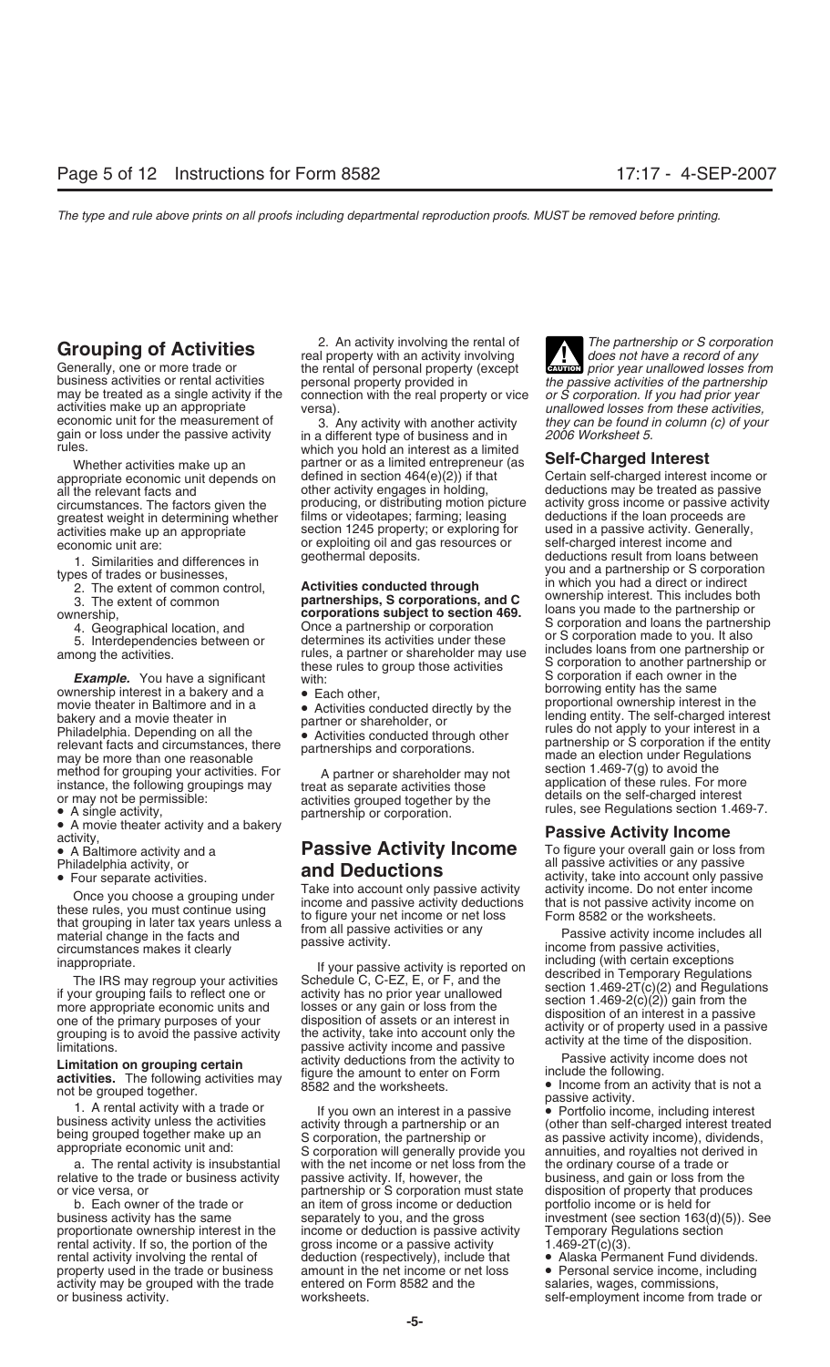## Grouping of Activities

Generally, one or more trade or business activities or rental activities may be treated as a single activity if the activities make up an appropriate economic unit for the measurement of gain or loss under the passive activity rules.

Whether activities make up an appropriate economic unit depends on all the relevant facts and circumstances. The factors given the greatest weight in determining whether activities make up an appropriate economic unit are:

1. Similarities and differences in types of trades or businesses,
2. The extent of common control,
3. The extent of common ownership,
4. Geographical location, and
5. Interdependencies between or among the activities.

***Example.*** You have a significant ownership interest in a bakery and a movie theater in Baltimore and in a bakery and a movie theater in Philadelphia. Depending on all the relevant facts and circumstances, there may be more than one reasonable method for grouping your activities. For instance, the following groupings may or may not be permissible:

- A single activity,
- A movie theater activity and a bakery activity,
- A Baltimore activity and a Philadelphia activity, or
- Four separate activities.

Once you choose a grouping under these rules, you must continue using that grouping in later tax years unless a material change in the facts and circumstances makes it clearly inappropriate.

The IRS may regroup your activities if your grouping fails to reflect one or more appropriate economic units and one of the primary purposes of your grouping is to avoid the passive activity limitations.

**Limitation on grouping certain activities.** The following activities may not be grouped together.

1. A rental activity with a trade or business activity unless the activities being grouped together make up an appropriate economic unit and:

a. The rental activity is insubstantial relative to the trade or business activity or vice versa, or

b. Each owner of the trade or business activity has the same proportionate ownership interest in the rental activity. If so, the portion of the rental activity involving the rental of property used in the trade or business activity may be grouped with the trade or business activity.

2. An activity involving the rental of real property with an activity involving the rental of personal property (except personal property provided in connection with the real property or vice versa).

3. Any activity with another activity in a different type of business and in which you hold an interest as a limited partner or as a limited entrepreneur (as defined in section 464(e)(2)) if that other activity engages in holding, producing, or distributing motion picture films or videotapes; farming; leasing section 1245 property; or exploring for or exploiting oil and gas resources or geothermal deposits.

**Activities conducted through partnerships, S corporations, and C corporations subject to section 469.** Once a partnership or corporation determines its activities under these rules, a partner or shareholder may use these rules to group those activities with:

- Each other,
- Activities conducted directly by the partner or shareholder, or
- Activities conducted through other partnerships and corporations.

A partner or shareholder may not treat as separate activities those activities grouped together by the partnership or corporation.

## Passive Activity Income and Deductions

Take into account only passive activity income and passive activity deductions to figure your net income or net loss from all passive activities or any passive activity.

If your passive activity is reported on Schedule C, C-EZ, E, or F, and the activity has no prior year unallowed losses or any gain or loss from the disposition of assets or an interest in the activity, take into account only the passive activity income and passive activity deductions from the activity to figure the amount to enter on Form 8582 and the worksheets.

If you own an interest in a passive activity through a partnership or an S corporation, the partnership or S corporation will generally provide you with the net income or net loss from the passive activity. If, however, the partnership or S corporation must state an item of gross income or deduction separately to you, and the gross income or deduction is passive activity gross income or a passive activity deduction (respectively), include that amount in the net income or net loss entered on Form 8582 and the worksheets.

> **CAUTION** *The partnership or S corporation does not have a record of any prior year unallowed losses from the passive activities of the partnership or S corporation. If you had prior year unallowed losses from these activities, they can be found in column (c) of your 2006 Worksheet 5.*

## Self-Charged Interest

Certain self-charged interest income or deductions may be treated as passive activity gross income or passive activity deductions if the loan proceeds are used in a passive activity. Generally, self-charged interest income and deductions result from loans between you and a partnership or S corporation in which you had a direct or indirect ownership interest. This includes both loans you made to the partnership or S corporation and loans the partnership or S corporation made to you. It also includes loans from one partnership or S corporation to another partnership or S corporation if each owner in the borrowing entity has the same proportional ownership interest in the lending entity. The self-charged interest rules do not apply to your interest in a partnership or S corporation if the entity made an election under Regulations section 1.469-7(g) to avoid the application of these rules. For more details on the self-charged interest rules, see Regulations section 1.469-7.

## Passive Activity Income

To figure your overall gain or loss from all passive activities or any passive activity, take into account only passive activity income. Do not enter income that is not passive activity income on Form 8582 or the worksheets.

Passive activity income includes all income from passive activities, including (with certain exceptions described in Temporary Regulations section 1.469-2T(c)(2) and Regulations section 1.469-2(c)(2)) gain from the disposition of an interest in a passive activity or of property used in a passive activity at the time of the disposition.

Passive activity income does not include the following.

- Income from an activity that is not a passive activity.
- Portfolio income, including interest (other than self-charged interest treated as passive activity income), dividends, annuities, and royalties not derived in the ordinary course of a trade or business, and gain or loss from the disposition of property that produces portfolio income or is held for investment (see section 163(d)(5)). See Temporary Regulations section 1.469-2T(c)(3).
- Alaska Permanent Fund dividends.
- Personal service income, including salaries, wages, commissions, self-employment income from trade or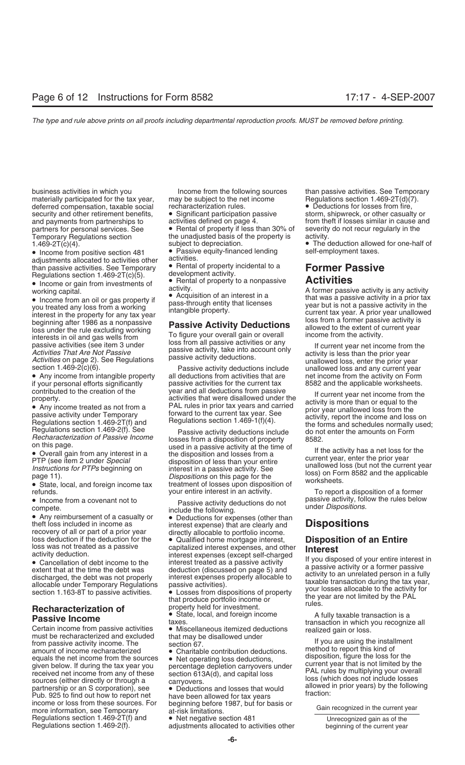business activities in which you materially participated for the tax year, deferred compensation, taxable social security and other retirement benefits, and payments from partnerships to partners for personal services. See Temporary Regulations section 1.469-2T(c)(4).

- Income from positive section 481 adjustments allocated to activities other than passive activities. See Temporary Regulations section 1.469-2T(c)(5).
- Income or gain from investments of working capital.
- Income from an oil or gas property if you treated any loss from a working interest in the property for any tax year beginning after 1986 as a nonpassive loss under the rule excluding working interests in oil and gas wells from passive activities (see item 3 under *Activities That Are Not Passive Activities* on page 2). See Regulations section 1.469-2(c)(6).
- Any income from intangible property if your personal efforts significantly contributed to the creation of the property.
- Any income treated as not from a passive activity under Temporary Regulations section 1.469-2T(f) and Regulations section 1.469-2(f). See *Recharacterization of Passive Income* on this page.
- Overall gain from any interest in a PTP (see item 2 under *Special Instructions for PTPs* beginning on page 11).
- State, local, and foreign income tax refunds.
- Income from a covenant not to compete.
- Any reimbursement of a casualty or theft loss included in income as recovery of all or part of a prior year loss deduction if the deduction for the loss was not treated as a passive activity deduction.
- Cancellation of debt income to the extent that at the time the debt was discharged, the debt was not properly allocable under Temporary Regulations section 1.163-8T to passive activities.

## Recharacterization of Passive Income

Certain income from passive activities must be recharacterized and excluded from passive activity income. The amount of income recharacterized equals the net income from the sources given below. If during the tax year you received net income from any of these sources (either directly or through a partnership or an S corporation), see Pub. 925 to find out how to report net income or loss from these sources. For more information, see Temporary Regulations section 1.469-2T(f) and Regulations section 1.469-2(f).

Income from the following sources may be subject to the net income recharacterization rules.

- Significant participation passive activities defined on page 4.
- Rental of property if less than 30% of the unadjusted basis of the property is subject to depreciation.
- Passive equity-financed lending activities.
- Rental of property incidental to a development activity.
- Rental of property to a nonpassive activity.
- Acquisition of an interest in a pass-through entity that licenses intangible property.

## Passive Activity Deductions

To figure your overall gain or overall loss from all passive activities or any passive activity, take into account only passive activity deductions.

Passive activity deductions include all deductions from activities that are passive activities for the current tax year and all deductions from passive activities that were disallowed under the PAL rules in prior tax years and carried forward to the current tax year. See Regulations section 1.469-1(f)(4).

Passive activity deductions include losses from a disposition of property used in a passive activity at the time of the disposition and losses from a disposition of less than your entire interest in a passive activity. See *Dispositions* on this page for the treatment of losses upon disposition of your entire interest in an activity.

Passive activity deductions do not include the following.

- Deductions for expenses (other than interest expense) that are clearly and directly allocable to portfolio income.
- Qualified home mortgage interest, capitalized interest expenses, and other interest expenses (except self-charged interest treated as a passive activity deduction (discussed on page 5) and interest expenses properly allocable to passive activities).
- Losses from dispositions of property that produce portfolio income or property held for investment.
- State, local, and foreign income taxes.
- Miscellaneous itemized deductions that may be disallowed under section 67.
- Charitable contribution deductions.
- Net operating loss deductions, percentage depletion carryovers under section 613A(d), and capital loss carryovers.
- Deductions and losses that would have been allowed for tax years beginning before 1987, but for basis or at-risk limitations.
- Net negative section 481 adjustments allocated to activities other than passive activities. See Temporary Regulations section 1.469-2T(d)(7).
- Deductions for losses from fire, storm, shipwreck, or other casualty or from theft if losses similar in cause and severity do not recur regularly in the activity.
- The deduction allowed for one-half of self-employment taxes.

# Former Passive Activities

A former passive activity is any activity that was a passive activity in a prior tax year but is not a passive activity in the current tax year. A prior year unallowed loss from a former passive activity is allowed to the extent of current year income from the activity.

If current year net income from the activity is less than the prior year unallowed loss, enter the prior year unallowed loss and any current year net income from the activity on Form 8582 and the applicable worksheets.

If current year net income from the activity is more than or equal to the prior year unallowed loss from the activity, report the income and loss on the forms and schedules normally used; do not enter the amounts on Form 8582.

If the activity has a net loss for the current year, enter the prior year unallowed loss (but not the current year loss) on Form 8582 and the applicable worksheets.

To report a disposition of a former passive activity, follow the rules below under *Dispositions*.

# Dispositions

## Disposition of an Entire Interest

If you disposed of your entire interest in a passive activity or a former passive activity to an unrelated person in a fully taxable transaction during the tax year, your losses allocable to the activity for the year are not limited by the PAL rules.

A fully taxable transaction is a transaction in which you recognize all realized gain or loss.

If you are using the installment method to report this kind of disposition, figure the loss for the current year that is not limited by the PAL rules by multiplying your overall loss (which does not include losses allowed in prior years) by the following fraction:

$$\frac{\text{Gain recognized in the current year}}{\text{Unrecognized gain as of the beginning of the current year}}$$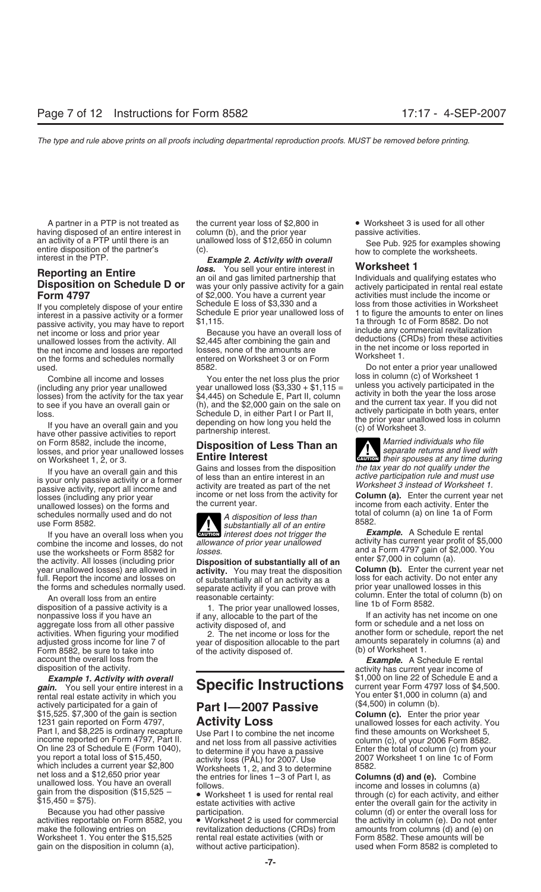A partner in a PTP is not treated as having disposed of an entire interest in an activity of a PTP until there is an entire disposition of the partner's interest in the PTP.

## Reporting an Entire Disposition on Schedule D or Form 4797

If you completely dispose of your entire interest in a passive activity or a former passive activity, you may have to report net income or loss and prior year unallowed losses from the activity. All the net income and losses are reported on the forms and schedules normally used.

Combine all income and losses (including any prior year unallowed losses) from the activity for the tax year to see if you have an overall gain or loss.

If you have an overall gain and you have other passive activities to report on Form 8582, include the income, losses, and prior year unallowed losses on Worksheet 1, 2, or 3.

If you have an overall gain and this is your only passive activity or a former passive activity, report all income and losses (including any prior year unallowed losses) on the forms and schedules normally used and do not use Form 8582.

If you have an overall loss when you combine the income and losses, do not use the worksheets or Form 8582 for the activity. All losses (including prior year unallowed losses) are allowed in full. Report the income and losses on the forms and schedules normally used.

An overall loss from an entire disposition of a passive activity is a nonpassive loss if you have an aggregate loss from all other passive activities. When figuring your modified adjusted gross income for line 7 of Form 8582, be sure to take into account the overall loss from the disposition of the activity.

***Example 1. Activity with overall gain.*** You sell your entire interest in a rental real estate activity in which you actively participated for a gain of $15,525. $7,300 of the gain is section 1231 gain reported on Form 4797, Part I, and $8,225 is ordinary recapture income reported on Form 4797, Part II. On line 23 of Schedule E (Form 1040), you report a total loss of $15,450, which includes a current year $2,800 net loss and a $12,650 prior year unallowed loss. You have an overall gain from the disposition ($15,525 − $15,450 = $75).

Because you had other passive activities reportable on Form 8582, you make the following entries on Worksheet 1. You enter the $15,525 gain on the disposition in column (a), the current year loss of $2,800 in column (b), and the prior year unallowed loss of $12,650 in column (c).

***Example 2. Activity with overall loss.*** You sell your entire interest in an oil and gas limited partnership that was your only passive activity for a gain of $2,000. You have a current year Schedule E loss of $3,330 and a Schedule E prior year unallowed loss of $1,115.

Because you have an overall loss of $2,445 after combining the gain and losses, none of the amounts are entered on Worksheet 3 or on Form 8582.

You enter the net loss plus the prior year unallowed loss ($3,330 + $1,115 = $4,445) on Schedule E, Part II, column (h), and the $2,000 gain on the sale on Schedule D, in either Part I or Part II, depending on how long you held the partnership interest.

## Disposition of Less Than an Entire Interest

Gains and losses from the disposition of less than an entire interest in an activity are treated as part of the net income or net loss from the activity for the current year.

**CAUTION:** *A disposition of less than substantially all of an entire interest does not trigger the allowance of prior year unallowed losses.*

**Disposition of substantially all of an activity.** You may treat the disposition of substantially all of an activity as a separate activity if you can prove with reasonable certainty:

1. The prior year unallowed losses, if any, allocable to the part of the activity disposed of, and
2. The net income or loss for the year of disposition allocable to the part of the activity disposed of.

# Specific Instructions

## Part I—2007 Passive Activity Loss

Use Part I to combine the net income and net loss from all passive activities to determine if you have a passive activity loss (PAL) for 2007. Use Worksheets 1, 2, and 3 to determine the entries for lines 1–3 of Part I, as follows.

- Worksheet 1 is used for rental real estate activities with active participation.
- Worksheet 2 is used for commercial revitalization deductions (CRDs) from rental real estate activities (with or without active participation).
- Worksheet 3 is used for all other passive activities.

See Pub. 925 for examples showing how to complete the worksheets.

### Worksheet 1

Individuals and qualifying estates who actively participated in rental real estate activities must include the income or loss from those activities in Worksheet 1 to figure the amounts to enter on lines 1a through 1c of Form 8582. Do not include any commercial revitalization deductions (CRDs) from these activities in the net income or loss reported in Worksheet 1.

Do not enter a prior year unallowed loss in column (c) of Worksheet 1 unless you actively participated in the activity in both the year the loss arose and the current tax year. If you did not actively participate in both years, enter the prior year unallowed loss in column (c) of Worksheet 3.

**CAUTION:** *Married individuals who file separate returns and lived with their spouses at any time during the tax year do not qualify under the active participation rule and must use Worksheet 3 instead of Worksheet 1.*

**Column (a).** Enter the current year net income from each activity. Enter the total of column (a) on line 1a of Form 8582.

***Example.*** A Schedule E rental activity has current year profit of $5,000 and a Form 4797 gain of $2,000. You enter $7,000 in column (a).

**Column (b).** Enter the current year net loss for each activity. Do not enter any prior year unallowed losses in this column. Enter the total of column (b) on line 1b of Form 8582.

If an activity has net income on one form or schedule and a net loss on another form or schedule, report the net amounts separately in columns (a) and (b) of Worksheet 1.

***Example.*** A Schedule E rental activity has current year income of $1,000 on line 22 of Schedule E and a current year Form 4797 loss of $4,500. You enter $1,000 in column (a) and ($4,500) in column (b).

**Column (c).** Enter the prior year unallowed losses for each activity. You find these amounts on Worksheet 5, column (c), of your 2006 Form 8582. Enter the total of column (c) from your 2007 Worksheet 1 on line 1c of Form 8582.

**Columns (d) and (e).** Combine income and losses in columns (a) through (c) for each activity, and either enter the overall gain for the activity in column (d) or enter the overall loss for the activity in column (e). Do not enter amounts from columns (d) and (e) on Form 8582. These amounts will be used when Form 8582 is completed to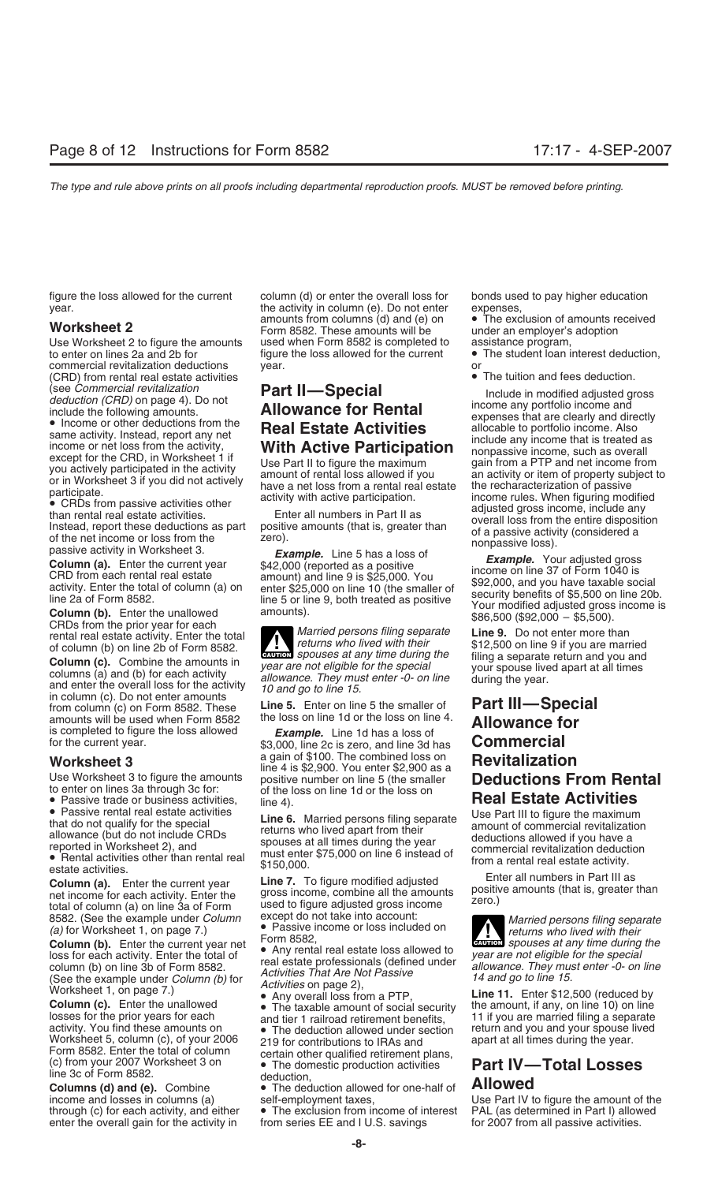figure the loss allowed for the current year.

## Worksheet 2

Use Worksheet 2 to figure the amounts to enter on lines 2a and 2b for commercial revitalization deductions (CRD) from rental real estate activities (see *Commercial revitalization deduction (CRD)* on page 4). Do not include the following amounts.

- Income or other deductions from the same activity. Instead, report any net income or net loss from the activity, except for the CRD, in Worksheet 1 if you actively participated in the activity or in Worksheet 3 if you did not actively participate.
- CRDs from passive activities other than rental real estate activities. Instead, report these deductions as part of the net income or loss from the passive activity in Worksheet 3.

**Column (a).** Enter the current year CRD from each rental real estate activity. Enter the total of column (a) on line 2a of Form 8582.

**Column (b).** Enter the unallowed CRDs from the prior year for each rental real estate activity. Enter the total of column (b) on line 2b of Form 8582.

**Column (c).** Combine the amounts in columns (a) and (b) for each activity and enter the overall loss for the activity in column (c). Do not enter amounts from column (c) on Form 8582. These amounts will be used when Form 8582 is completed to figure the loss allowed for the current year.

## Worksheet 3

Use Worksheet 3 to figure the amounts to enter on lines 3a through 3c for:

- Passive trade or business activities,
- Passive rental real estate activities that do not qualify for the special allowance (but do not include CRDs reported in Worksheet 2), and
- Rental activities other than rental real estate activities.

**Column (a).** Enter the current year net income for each activity. Enter the total of column (a) on line 3a of Form 8582. (See the example under *Column (a)* for Worksheet 1, on page 7.)

**Column (b).** Enter the current year net loss for each activity. Enter the total of column (b) on line 3b of Form 8582. (See the example under *Column (b)* for Worksheet 1, on page 7.)

**Column (c).** Enter the unallowed losses for the prior years for each activity. You find these amounts on Worksheet 5, column (c), of your 2006 Form 8582. Enter the total of column (c) from your 2007 Worksheet 3 on line 3c of Form 8582.

**Columns (d) and (e).** Combine income and losses in columns (a) through (c) for each activity, and either enter the overall gain for the activity in column (d) or enter the overall loss for the activity in column (e). Do not enter amounts from columns (d) and (e) on Form 8582. These amounts will be used when Form 8582 is completed to figure the loss allowed for the current year.

## Part II—Special Allowance for Rental Real Estate Activities With Active Participation

Use Part II to figure the maximum amount of rental loss allowed if you have a net loss from a rental real estate activity with active participation.

Enter all numbers in Part II as positive amounts (that is, greater than zero).

***Example.*** Line 5 has a loss of $42,000 (reported as a positive amount) and line 9 is $25,000. You enter $25,000 on line 10 (the smaller of line 5 or line 9, both treated as positive amounts).

> **CAUTION:** *Married persons filing separate returns who lived with their spouses at any time during the year are not eligible for the special allowance. They must enter -0- on line 10 and go to line 15.*

**Line 5.** Enter on line 5 the smaller of the loss on line 1d or the loss on line 4.

***Example.*** Line 1d has a loss of $3,000, line 2c is zero, and line 3d has a gain of $100. The combined loss on line 4 is $2,900. You enter $2,900 as a positive number on line 5 (the smaller of the loss on line 1d or the loss on line 4).

**Line 6.** Married persons filing separate returns who lived apart from their spouses at all times during the year must enter $75,000 on line 6 instead of $150,000.

**Line 7.** To figure modified adjusted gross income, combine all the amounts used to figure adjusted gross income except do not take into account:

- Passive income or loss included on Form 8582,
- Any rental real estate loss allowed to real estate professionals (defined under *Activities That Are Not Passive Activities* on page 2),
- Any overall loss from a PTP,
- The taxable amount of social security and tier 1 railroad retirement benefits,
- The deduction allowed under section 219 for contributions to IRAs and certain other qualified retirement plans,
- The domestic production activities deduction,
- The deduction allowed for one-half of self-employment taxes,
- The exclusion from income of interest from series EE and I U.S. savings bonds used to pay higher education expenses,
- The exclusion of amounts received under an employer's adoption assistance program,
- The student loan interest deduction, or
- The tuition and fees deduction.

Include in modified adjusted gross income any portfolio income and expenses that are clearly and directly allocable to portfolio income. Also include any income that is treated as nonpassive income, such as overall gain from a PTP and net income from an activity or item of property subject to the recharacterization of passive income rules. When figuring modified adjusted gross income, include any overall loss from the entire disposition of a passive activity (considered a nonpassive loss).

***Example.*** Your adjusted gross income on line 37 of Form 1040 is $92,000, and you have taxable social security benefits of $5,500 on line 20b. Your modified adjusted gross income is $86,500 ($92,000 − $5,500).

**Line 9.** Do not enter more than $12,500 on line 9 if you are married filing a separate return and you and your spouse lived apart at all times during the year.

## Part III—Special Allowance for Commercial Revitalization Deductions From Rental Real Estate Activities

Use Part III to figure the maximum amount of commercial revitalization deductions allowed if you have a commercial revitalization deduction from a rental real estate activity.

Enter all numbers in Part III as positive amounts (that is, greater than zero.)

> **CAUTION:** *Married persons filing separate returns who lived with their spouses at any time during the year are not eligible for the special allowance. They must enter -0- on line 14 and go to line 15.*

**Line 11.** Enter $12,500 (reduced by the amount, if any, on line 10) on line 11 if you are married filing a separate return and you and your spouse lived apart at all times during the year.

## Part IV—Total Losses Allowed

Use Part IV to figure the amount of the PAL (as determined in Part I) allowed for 2007 from all passive activities.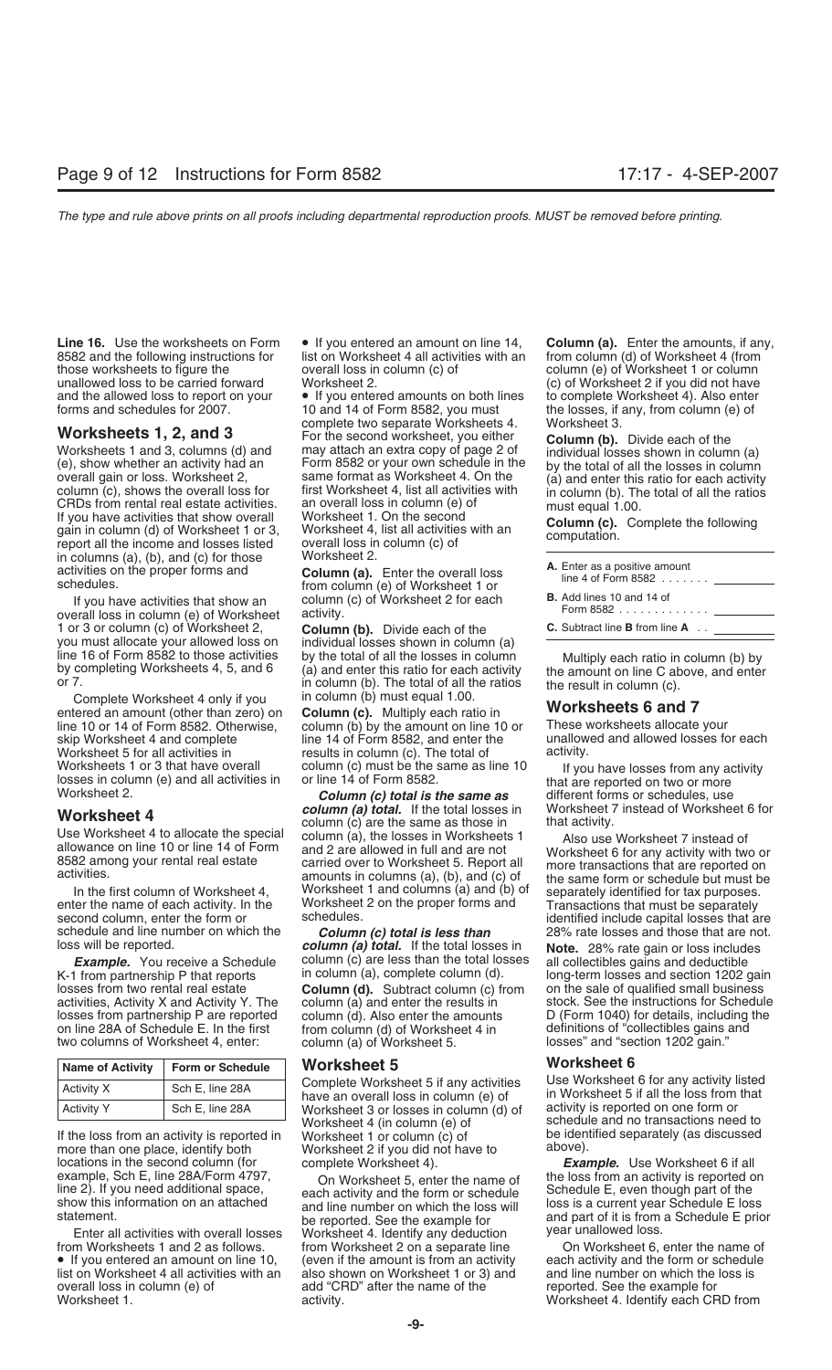**Line 16.** Use the worksheets on Form 8582 and the following instructions for those worksheets to figure the unallowed loss to be carried forward and the allowed loss to report on your forms and schedules for 2007.

## Worksheets 1, 2, and 3

Worksheets 1 and 3, columns (d) and (e), show whether an activity had an overall gain or loss. Worksheet 2, column (c), shows the overall loss for CRDs from rental real estate activities. If you have activities that show overall gain in column (d) of Worksheet 1 or 3, report all the income and losses listed in columns (a), (b), and (c) for those activities on the proper forms and schedules.

If you have activities that show an overall loss in column (e) of Worksheet 1 or 3 or column (c) of Worksheet 2, you must allocate your allowed loss on line 16 of Form 8582 to those activities by completing Worksheets 4, 5, and 6 or 7.

Complete Worksheet 4 only if you entered an amount (other than zero) on line 10 or line 14 of Form 8582. Otherwise, skip Worksheet 4 and complete Worksheet 5 for all activities in Worksheets 1 or 3 that have overall losses in column (e) and all activities in Worksheet 2.

## Worksheet 4

Use Worksheet 4 to allocate the special allowance on line 10 or line 14 of Form 8582 among your rental real estate activities.

In the first column of Worksheet 4, enter the name of each activity. In the second column, enter the form or schedule and line number on which the loss will be reported.

***Example.*** You receive a Schedule K-1 from partnership P that reports losses from two rental real estate activities, Activity X and Activity Y. The losses from partnership P are reported on line 28A of Schedule E. In the first two columns of Worksheet 4, enter:

| Name of Activity | Form or Schedule |
|---|---|
| Activity X | Sch E, line 28A |
| Activity Y | Sch E, line 28A |

If the loss from an activity is reported in more than one place, identify both locations in the second column (for example, Sch E, line 28A/Form 4797, line 2). If you need additional space, show this information on an attached statement.

Enter all activities with overall losses from Worksheets 1 and 2 as follows.

- If you entered an amount on line 10, list on Worksheet 4 all activities with an overall loss in column (e) of Worksheet 1.
- If you entered an amount on line 14, list on Worksheet 4 all activities with an overall loss in column (c) of Worksheet 2.
- If you entered amounts on both lines 10 and 14 of Form 8582, you must complete two separate Worksheets 4. For the second worksheet, you either may attach an extra copy of page 2 of Form 8582 or your own schedule in the same format as Worksheet 4. On the first Worksheet 4, list all activities with an overall loss in column (e) of Worksheet 1. On the second Worksheet 4, list all activities with an overall loss in column (c) of Worksheet 2.

**Column (a).** Enter the overall loss from column (e) of Worksheet 1 or column (c) of Worksheet 2 for each activity.

**Column (b).** Divide each of the individual losses shown in column (a) by the total of all the losses in column (a) and enter this ratio for each activity in column (b). The total of all the ratios in column (b) must equal 1.00.

**Column (c).** Multiply each ratio in column (b) by the amount on line 10 or line 14 of Form 8582, and enter the results in column (c). The total of column (c) must be the same as line 10 or line 14 of Form 8582.

***Column (c) total is the same as column (a) total.*** If the total losses in column (c) are the same as those in column (a), the losses in Worksheets 1 and 2 are allowed in full and are not carried over to Worksheet 5. Report all amounts in columns (a), (b), and (c) of Worksheet 1 and columns (a) and (b) of Worksheet 2 on the proper forms and schedules.

***Column (c) total is less than column (a) total.*** If the total losses in column (c) are less than the total losses in column (a), complete column (d).

**Column (d).** Subtract column (c) from column (a) and enter the results in column (d). Also enter the amounts from column (d) of Worksheet 4 in column (a) of Worksheet 5.

## Worksheet 5

Complete Worksheet 5 if any activities have an overall loss in column (e) of Worksheet 3 or losses in column (d) of Worksheet 4 (in column (e) of Worksheet 1 or column (c) of Worksheet 2 if you did not have to complete Worksheet 4).

On Worksheet 5, enter the name of each activity and the form or schedule and line number on which the loss will be reported. See the example for Worksheet 4. Identify any deduction from Worksheet 2 on a separate line (even if the amount is from an activity also shown on Worksheet 1 or 3) and add "CRD" after the name of the activity.

**Column (a).** Enter the amounts, if any, from column (d) of Worksheet 4 (from column (e) of Worksheet 1 or column (c) of Worksheet 2 if you did not have to complete Worksheet 4). Also enter the losses, if any, from column (e) of Worksheet 3.

**Column (b).** Divide each of the individual losses shown in column (a) by the total of all the losses in column (a) and enter this ratio for each activity in column (b). The total of all the ratios must equal 1.00.

**Column (c).** Complete the following computation.

| | |
|---|---|
| **A.** Enter as a positive amount line 4 of Form 8582 . . . . . . . | |
| **B.** Add lines 10 and 14 of Form 8582 . . . . . . . . . . . . | |
| **C.** Subtract line **B** from line **A** . . | |

Multiply each ratio in column (b) by the amount on line C above, and enter the result in column (c).

## Worksheets 6 and 7

These worksheets allocate your unallowed and allowed losses for each activity.

If you have losses from any activity that are reported on two or more different forms or schedules, use Worksheet 7 instead of Worksheet 6 for that activity.

Also use Worksheet 7 instead of Worksheet 6 for any activity with two or more transactions that are reported on the same form or schedule but must be separately identified for tax purposes. Transactions that must be separately identified include capital losses that are 28% rate losses and those that are not.

**Note.** 28% rate gain or loss includes all collectibles gains and deductible long-term losses and section 1202 gain on the sale of qualified small business stock. See the instructions for Schedule D (Form 1040) for details, including the definitions of "collectibles gains and losses" and "section 1202 gain."

## Worksheet 6

Use Worksheet 6 for any activity listed in Worksheet 5 if all the loss from that activity is reported on one form or schedule and no transactions need to be identified separately (as discussed above).

***Example.*** Use Worksheet 6 if all the loss from an activity is reported on Schedule E, even though part of the loss is a current year Schedule E loss and part of it is from a Schedule E prior year unallowed loss.

On Worksheet 6, enter the name of each activity and the form or schedule and line number on which the loss is reported. See the example for Worksheet 4. Identify each CRD from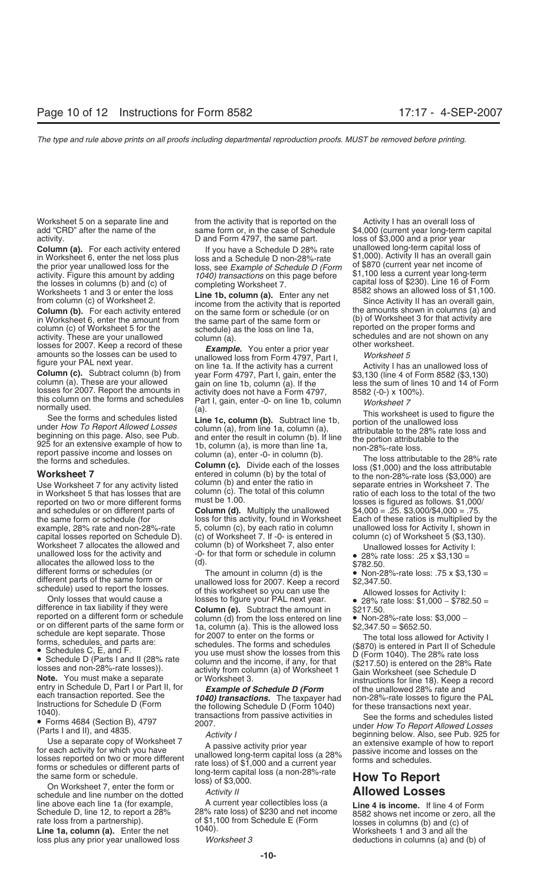Worksheet 5 on a separate line and add "CRD" after the name of the activity.

**Column (a).** For each activity entered in Worksheet 6, enter the net loss plus the prior year unallowed loss for the activity. Figure this amount by adding the losses in columns (b) and (c) of Worksheets 1 and 3 or enter the loss from column (c) of Worksheet 2.

**Column (b).** For each activity entered in Worksheet 6, enter the amount from column (c) of Worksheet 5 for the activity. These are your unallowed losses for 2007. Keep a record of these amounts so the losses can be used to figure your PAL next year.

**Column (c).** Subtract column (b) from column (a). These are your allowed losses for 2007. Report the amounts in this column on the forms and schedules normally used.

See the forms and schedules listed under *How To Report Allowed Losses* beginning on this page. Also, see Pub. 925 for an extensive example of how to report passive income and losses on the forms and schedules.

### Worksheet 7

Use Worksheet 7 for any activity listed in Worksheet 5 that has losses that are reported on two or more different forms and schedules or on different parts of the same form or schedule (for example, 28% rate and non-28%-rate capital losses reported on Schedule D). Worksheet 7 allocates the allowed and unallowed loss for the activity and allocates the allowed loss to the different forms or schedules (or different parts of the same form or schedule) used to report the losses.

Only losses that would cause a difference in tax liability if they were reported on a different form or schedule or on different parts of the same form or schedule are kept separate. Those forms, schedules, and parts are:

- Schedules C, E, and F.
- Schedule D (Parts I and II (28% rate losses and non-28%-rate losses)).

**Note.** You must make a separate entry in Schedule D, Part I or Part II, for each transaction reported. See the Instructions for Schedule D (Form 1040).

- Forms 4684 (Section B), 4797 (Parts I and II), and 4835.

Use a separate copy of Worksheet 7 for each activity for which you have losses reported on two or more different forms or schedules or different parts of the same form or schedule.

On Worksheet 7, enter the form or schedule and line number on the dotted line above each line 1a (for example, Schedule D, line 12, to report a 28% rate loss from a partnership).

**Line 1a, column (a).** Enter the net loss plus any prior year unallowed loss from the activity that is reported on the same form or, in the case of Schedule D and Form 4797, the same part.

If you have a Schedule D 28% rate loss and a Schedule D non-28%-rate loss, see *Example of Schedule D (Form 1040) transactions* on this page before completing Worksheet 7.

**Line 1b, column (a).** Enter any net income from the activity that is reported on the same form or schedule (or on the same part of the same form or schedule) as the loss on line 1a, column (a).

***Example.*** You enter a prior year unallowed loss from Form 4797, Part I, on line 1a. If the activity has a current year Form 4797, Part I, gain, enter the gain on line 1b, column (a). If the activity does not have a Form 4797, Part I, gain, enter -0- on line 1b, column (a).

**Line 1c, column (b).** Subtract line 1b, column (a), from line 1a, column (a), and enter the result in column (b). If line 1b, column (a), is more than line 1a, column (a), enter -0- in column (b).

**Column (c).** Divide each of the losses entered in column (b) by the total of column (b) and enter the ratio in column (c). The total of this column must be 1.00.

**Column (d).** Multiply the unallowed loss for this activity, found in Worksheet 5, column (c), by each ratio in column (c) of Worksheet 7. If -0- is entered in column (b) of Worksheet 7, also enter -0- for that form or schedule in column (d).

The amount in column (d) is the unallowed loss for 2007. Keep a record of this worksheet so you can use the losses to figure your PAL next year.

**Column (e).** Subtract the amount in column (d) from the loss entered on line 1a, column (a). This is the allowed loss for 2007 to enter on the forms or schedules. The forms and schedules you use must show the losses from this column and the income, if any, for that activity from column (a) of Worksheet 1 or Worksheet 3.

***Example of Schedule D (Form 1040) transactions.*** The taxpayer had the following Schedule D (Form 1040) transactions from passive activities in 2007.

*Activity I*

A passive activity prior year unallowed long-term capital loss (a 28% rate loss) of $1,000 and a current year long-term capital loss (a non-28%-rate loss) of $3,000.

*Activity II*

A current year collectibles loss (a 28% rate loss) of $230 and net income of $1,100 from Schedule E (Form 1040).

*Worksheet 3*

Activity I has an overall loss of $4,000 (current year long-term capital loss of $3,000 and a prior year unallowed long-term capital loss of $1,000). Activity II has an overall gain of $870 (current year net income of $1,100 less a current year long-term capital loss of $230). Line 16 of Form 8582 shows an allowed loss of $1,100.

Since Activity II has an overall gain, the amounts shown in columns (a) and (b) of Worksheet 3 for that activity are reported on the proper forms and schedules and are not shown on any other worksheet.

*Worksheet 5*

Activity I has an unallowed loss of $3,130 (line 4 of Form 8582 ($3,130) less the sum of lines 10 and 14 of Form 8582 (-0-) x 100%).

*Worksheet 7*

This worksheet is used to figure the portion of the unallowed loss attributable to the 28% rate loss and the portion attributable to the non-28%-rate loss.

The loss attributable to the 28% rate loss ($1,000) and the loss attributable to the non-28%-rate loss ($3,000) are separate entries in Worksheet 7. The ratio of each loss to the total of the two losses is figured as follows. $1,000/$4,000 = .25. $3,000/$4,000 = .75. Each of these ratios is multiplied by the unallowed loss for Activity I, shown in column (c) of Worksheet 5 ($3,130).

Unallowed losses for Activity I:

- 28% rate loss: .25 x $3,130 = $782.50.
- Non-28%-rate loss: .75 x $3,130 = $2,347.50.

Allowed losses for Activity I:

- 28% rate loss: $1,000 – $782.50 = $217.50.
- Non-28%-rate loss: $3,000 – $2,347.50 = $652.50.

The total loss allowed for Activity I ($870) is entered in Part II of Schedule D (Form 1040). The 28% rate loss ($217.50) is entered on the 28% Rate Gain Worksheet (see Schedule D instructions for line 18). Keep a record of the unallowed 28% rate and non-28%-rate losses to figure the PAL for these transactions next year.

See the forms and schedules listed under *How To Report Allowed Losses* beginning below. Also, see Pub. 925 for an extensive example of how to report passive income and losses on the forms and schedules.

## How To Report Allowed Losses

**Line 4 is income.** If line 4 of Form 8582 shows net income or zero, all the losses in columns (b) and (c) of Worksheets 1 and 3 and all the deductions in columns (a) and (b) of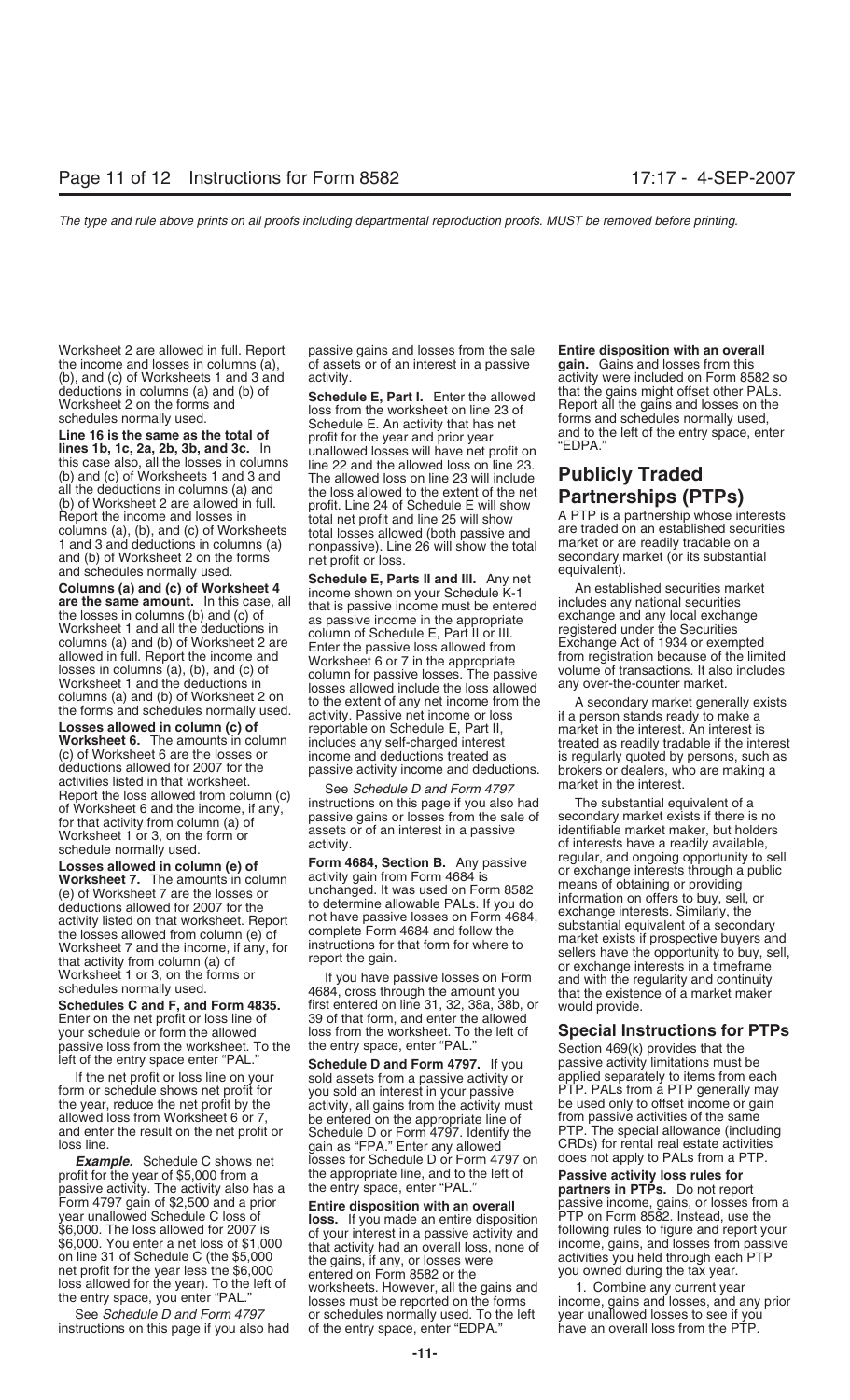Worksheet 2 are allowed in full. Report the income and losses in columns (a), (b), and (c) of Worksheets 1 and 3 and deductions in columns (a) and (b) of Worksheet 2 on the forms and schedules normally used.

**Line 16 is the same as the total of lines 1b, 1c, 2a, 2b, 3b, and 3c.** In this case also, all the losses in columns (b) and (c) of Worksheets 1 and 3 and all the deductions in columns (a) and (b) of Worksheet 2 are allowed in full. Report the income and losses in columns (a), (b), and (c) of Worksheets 1 and 3 and deductions in columns (a) and (b) of Worksheet 2 on the forms and schedules normally used.

**Columns (a) and (c) of Worksheet 4 are the same amount.** In this case, all the losses in columns (b) and (c) of Worksheet 1 and all the deductions in columns (a) and (b) of Worksheet 2 are allowed in full. Report the income and losses in columns (a), (b), and (c) of Worksheet 1 and the deductions in columns (a) and (b) of Worksheet 2 on the forms and schedules normally used.

**Losses allowed in column (c) of Worksheet 6.** The amounts in column (c) of Worksheet 6 are the losses or deductions allowed for 2007 for the activities listed in that worksheet. Report the loss allowed from column (c) of Worksheet 6 and the income, if any, for that activity from column (a) of Worksheet 1 or 3, on the form or schedule normally used.

**Losses allowed in column (e) of Worksheet 7.** The amounts in column (e) of Worksheet 7 are the losses or deductions allowed for 2007 for the activity listed on that worksheet. Report the losses allowed from column (e) of Worksheet 7 and the income, if any, for that activity from column (a) of Worksheet 1 or 3, on the forms or schedules normally used.

**Schedules C and F, and Form 4835.** Enter on the net profit or loss line of your schedule or form the allowed passive loss from the worksheet. To the left of the entry space enter "PAL."

If the net profit or loss line on your form or schedule shows net profit for the year, reduce the net profit by the allowed loss from Worksheet 6 or 7, and enter the result on the net profit or loss line.

***Example.*** Schedule C shows net profit for the year of $5,000 from a passive activity. The activity also has a Form 4797 gain of $2,500 and a prior year unallowed Schedule C loss of $6,000. The loss allowed for 2007 is $6,000. You enter a net loss of $1,000 on line 31 of Schedule C (the $5,000 net profit for the year less the $6,000 loss allowed for the year). To the left of the entry space, you enter "PAL."

See *Schedule D and Form 4797* instructions on this page if you also had passive gains and losses from the sale of assets or of an interest in a passive activity.

**Schedule E, Part I.** Enter the allowed loss from the worksheet on line 23 of Schedule E. An activity that has net profit for the year and prior year unallowed losses will have net profit on line 22 and the allowed loss on line 23. The allowed loss on line 23 will include the loss allowed to the extent of the net profit. Line 24 of Schedule E will show total net profit and line 25 will show total losses allowed (both passive and nonpassive). Line 26 will show the total net profit or loss.

**Schedule E, Parts II and III.** Any net income shown on your Schedule K-1 that is passive income must be entered as passive income in the appropriate column of Schedule E, Part II or III. Enter the passive loss allowed from Worksheet 6 or 7 in the appropriate column for passive losses. The passive losses allowed include the loss allowed to the extent of any net income from the activity. Passive net income or loss reportable on Schedule E, Part II, includes any self-charged interest income and deductions treated as passive activity income and deductions.

See *Schedule D and Form 4797* instructions on this page if you also had passive gains or losses from the sale of assets or of an interest in a passive activity.

**Form 4684, Section B.** Any passive activity gain from Form 4684 is unchanged. It was used on Form 8582 to determine allowable PALs. If you do not have passive losses on Form 4684, complete Form 4684 and follow the instructions for that form for where to report the gain.

If you have passive losses on Form 4684, cross through the amount you first entered on line 31, 32, 38a, 38b, or 39 of that form, and enter the allowed loss from the worksheet. To the left of the entry space, enter "PAL."

**Schedule D and Form 4797.** If you sold assets from a passive activity or you sold an interest in your passive activity, all gains from the activity must be entered on the appropriate line of Schedule D or Form 4797. Identify the gain as "FPA." Enter any allowed losses for Schedule D or Form 4797 on the appropriate line, and to the left of the entry space, enter "PAL."

**Entire disposition with an overall loss.** If you made an entire disposition of your interest in a passive activity and that activity had an overall loss, none of the gains, if any, or losses were entered on Form 8582 or the worksheets. However, all the gains and losses must be reported on the forms or schedules normally used. To the left of the entry space, enter "EDPA."

**Entire disposition with an overall gain.** Gains and losses from this activity were included on Form 8582 so that the gains might offset other PALs. Report all the gains and losses on the forms and schedules normally used, and to the left of the entry space, enter "EDPA."

# Publicly Traded Partnerships (PTPs)

A PTP is a partnership whose interests are traded on an established securities market or are readily tradable on a secondary market (or its substantial equivalent).

An established securities market includes any national securities exchange and any local exchange registered under the Securities Exchange Act of 1934 or exempted from registration because of the limited volume of transactions. It also includes any over-the-counter market.

A secondary market generally exists if a person stands ready to make a market in the interest. An interest is treated as readily tradable if the interest is regularly quoted by persons, such as brokers or dealers, who are making a market in the interest.

The substantial equivalent of a secondary market exists if there is no identifiable market maker, but holders of interests have a readily available, regular, and ongoing opportunity to sell or exchange interests through a public means of obtaining or providing information on offers to buy, sell, or exchange interests. Similarly, the substantial equivalent of a secondary market exists if prospective buyers and sellers have the opportunity to buy, sell, or exchange interests in a timeframe and with the regularity and continuity that the existence of a market maker would provide.

## Special Instructions for PTPs

Section 469(k) provides that the passive activity limitations must be applied separately to items from each PTP. PALs from a PTP generally may be used only to offset income or gain from passive activities of the same PTP. The special allowance (including CRDs) for rental real estate activities does not apply to PALs from a PTP.

**Passive activity loss rules for partners in PTPs.** Do not report passive income, gains, or losses from a PTP on Form 8582. Instead, use the following rules to figure and report your income, gains, and losses from passive activities you held through each PTP you owned during the tax year.

1. Combine any current year income, gains and losses, and any prior year unallowed losses to see if you have an overall loss from the PTP.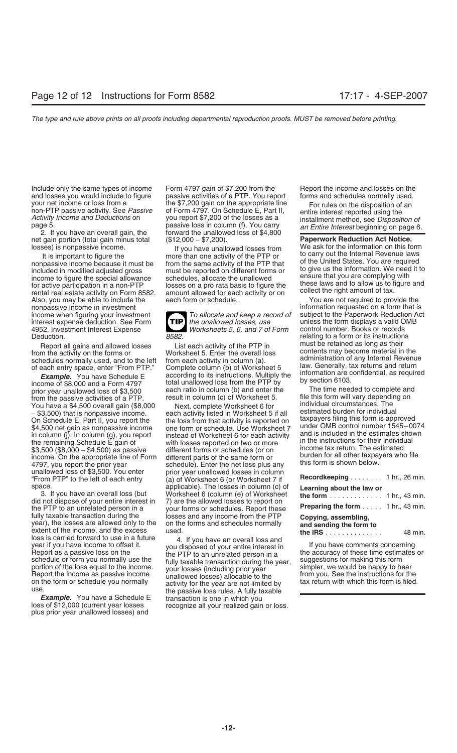Include only the same types of income and losses you would include to figure your net income or loss from a non-PTP passive activity. See *Passive Activity Income and Deductions* on page 5.

2. If you have an overall gain, the net gain portion (total gain minus total losses) is nonpassive income.

It is important to figure the nonpassive income because it must be included in modified adjusted gross income to figure the special allowance for active participation in a non-PTP rental real estate activity on Form 8582. Also, you may be able to include the nonpassive income in investment income when figuring your investment interest expense deduction. See Form 4952, Investment Interest Expense Deduction.

Report all gains and allowed losses from the activity on the forms or schedules normally used, and to the left of each entry space, enter "From PTP."

***Example.*** You have Schedule E income of $8,000 and a Form 4797 prior year unallowed loss of $3,500 from the passive activities of a PTP. You have a $4,500 overall gain ($8,000 − $3,500) that is nonpassive income. On Schedule E, Part II, you report the $4,500 net gain as nonpassive income in column (j). In column (g), you report the remaining Schedule E gain of $3,500 ($8,000 − $4,500) as passive income. On the appropriate line of Form 4797, you report the prior year unallowed loss of $3,500. You enter "From PTP" to the left of each entry space.

3. If you have an overall loss (but did not dispose of your entire interest in the PTP to an unrelated person in a fully taxable transaction during the year), the losses are allowed only to the extent of the income, and the excess loss is carried forward to use in a future year if you have income to offset it. Report as a passive loss on the schedule or form you normally use the portion of the loss equal to the income. Report the income as passive income on the form or schedule you normally use.

***Example.*** You have a Schedule E loss of $12,000 (current year losses plus prior year unallowed losses) and Form 4797 gain of $7,200 from the passive activities of a PTP. You report the $7,200 gain on the appropriate line of Form 4797. On Schedule E, Part II, you report $7,200 of the losses as a passive loss in column (f). You carry forward the unallowed loss of $4,800 ($12,000 − $7,200).

If you have unallowed losses from more than one activity of the PTP or from the same activity of the PTP that must be reported on different forms or schedules, allocate the unallowed losses on a pro rata basis to figure the amount allowed for each activity or on each form or schedule.

**TIP** *To allocate and keep a record of the unallowed losses, use Worksheets 5, 6, and 7 of Form 8582.*

List each activity of the PTP in Worksheet 5. Enter the overall loss from each activity in column (a). Complete column (b) of Worksheet 5 according to its instructions. Multiply the total unallowed loss from the PTP by each ratio in column (b) and enter the result in column (c) of Worksheet 5.

Next, complete Worksheet 6 for each activity listed in Worksheet 5 if all the loss from that activity is reported on one form or schedule. Use Worksheet 7 instead of Worksheet 6 for each activity with losses reported on two or more different forms or schedules (or on different parts of the same form or schedule). Enter the net loss plus any prior year unallowed losses in column (a) of Worksheet 6 (or Worksheet 7 if applicable). The losses in column (c) of Worksheet 6 (column (e) of Worksheet 7) are the allowed losses to report on your forms or schedules. Report these losses and any income from the PTP on the forms and schedules normally used.

4. If you have an overall loss and you disposed of your entire interest in the PTP to an unrelated person in a fully taxable transaction during the year, your losses (including prior year unallowed losses) allocable to the activity for the year are not limited by the passive loss rules. A fully taxable transaction is one in which you recognize all your realized gain or loss. Report the income and losses on the forms and schedules normally used.

For rules on the disposition of an entire interest reported using the installment method, see *Disposition of an Entire Interest* beginning on page 6.

**Paperwork Reduction Act Notice.** We ask for the information on this form to carry out the Internal Revenue laws of the United States. You are required to give us the information. We need it to ensure that you are complying with these laws and to allow us to figure and collect the right amount of tax.

You are not required to provide the information requested on a form that is subject to the Paperwork Reduction Act unless the form displays a valid OMB control number. Books or records relating to a form or its instructions must be retained as long as their contents may become material in the administration of any Internal Revenue law. Generally, tax returns and return information are confidential, as required by section 6103.

The time needed to complete and file this form will vary depending on individual circumstances. The estimated burden for individual taxpayers filing this form is approved under OMB control number 1545–0074 and is included in the estimates shown in the instructions for their individual income tax return. The estimated burden for all other taxpayers who file this form is shown below.

| | |
|---|---|
| **Recordkeeping** | 1 hr., 26 min. |
| **Learning about the law or the form** | 1 hr., 43 min. |
| **Preparing the form** | 1 hr., 43 min. |
| **Copying, assembling, and sending the form to the IRS** | 48 min. |

If you have comments concerning the accuracy of these time estimates or suggestions for making this form simpler, we would be happy to hear from you. See the instructions for the tax return with which this form is filed.